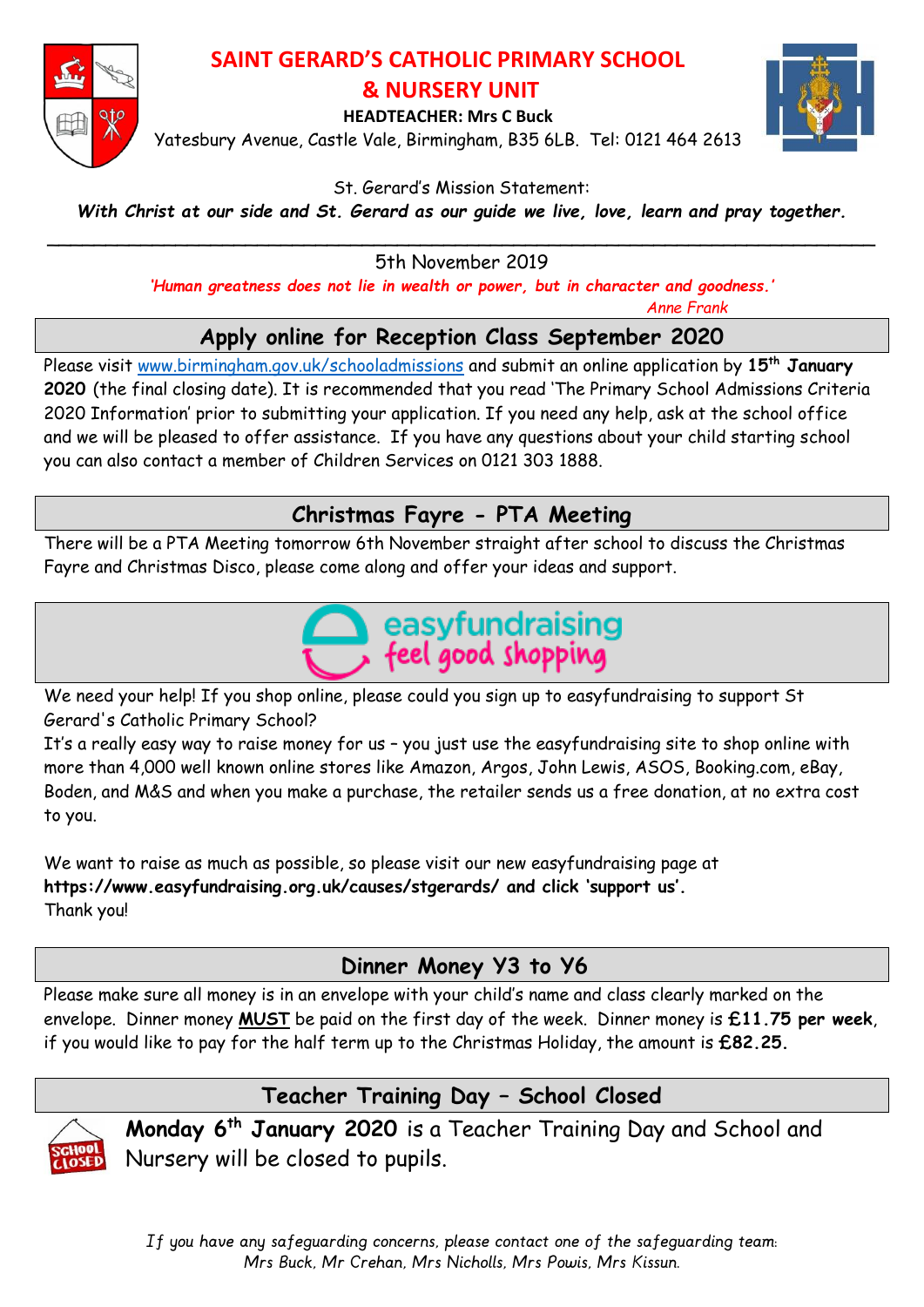# SAINT GERARD'S CATHOLIC PRIMARY SCHOOL & NURSERY UNIT

**HEADTEACHER: Mrs C Buck**

Yatesbury Avenue, Castle Vale, Birmingham, B35 6LB. Tel: 0121 464 2613

St. Gerard's Mission Statement:

***With Christ at our side and St. Gerard as our guide we live, love, learn and pray together.***

---

5th November 2019

***'Human greatness does not lie in wealth or power, but in character and goodness.'***

*Anne Frank*

## Apply online for Reception Class September 2020

Please visit www.birmingham.gov.uk/schooladmissions and submit an online application by **15th January 2020** (the final closing date). It is recommended that you read 'The Primary School Admissions Criteria 2020 Information' prior to submitting your application. If you need any help, ask at the school office and we will be pleased to offer assistance. If you have any questions about your child starting school you can also contact a member of Children Services on 0121 303 1888.

## Christmas Fayre - PTA Meeting

There will be a PTA Meeting tomorrow 6th November straight after school to discuss the Christmas Fayre and Christmas Disco, please come along and offer your ideas and support.

## easyfundraising feel good shopping

We need your help! If you shop online, please could you sign up to easyfundraising to support St Gerard's Catholic Primary School?

It's a really easy way to raise money for us – you just use the easyfundraising site to shop online with more than 4,000 well known online stores like Amazon, Argos, John Lewis, ASOS, Booking.com, eBay, Boden, and M&S and when you make a purchase, the retailer sends us a free donation, at no extra cost to you.

We want to raise as much as possible, so please visit our new easyfundraising page at **https://www.easyfundraising.org.uk/causes/stgerards/ and click 'support us'.**

Thank you!

## Dinner Money Y3 to Y6

Please make sure all money is in an envelope with your child's name and class clearly marked on the envelope. Dinner money **MUST** be paid on the first day of the week. Dinner money is **£11.75 per week**, if you would like to pay for the half term up to the Christmas Holiday, the amount is **£82.25.**

## Teacher Training Day – School Closed

**Monday 6th January 2020** is a Teacher Training Day and School and Nursery will be closed to pupils.

*If you have any safeguarding concerns, please contact one of the safeguarding team: Mrs Buck, Mr Crehan, Mrs Nicholls, Mrs Powis, Mrs Kissun.*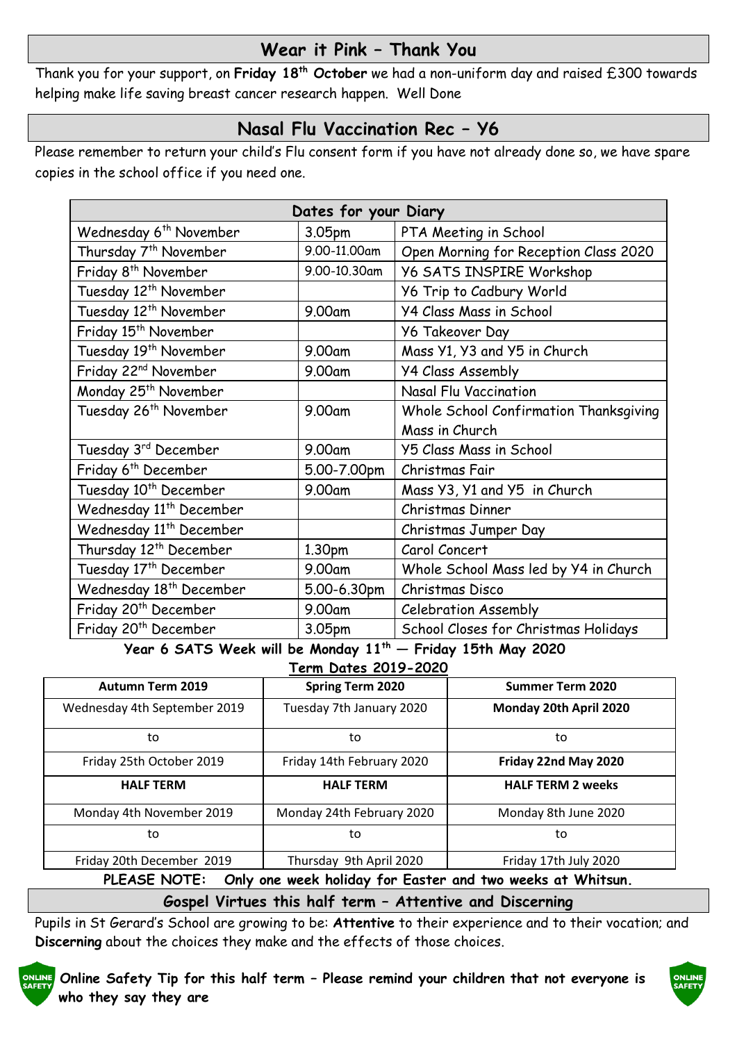## Wear it Pink – Thank You

Thank you for your support, on **Friday 18th October** we had a non-uniform day and raised £300 towards helping make life saving breast cancer research happen. Well Done

## Nasal Flu Vaccination Rec – Y6

Please remember to return your child's Flu consent form if you have not already done so, we have spare copies in the school office if you need one.

| Dates for your Diary | | |
|---|---|---|
| Wednesday 6th November | 3.05pm | PTA Meeting in School |
| Thursday 7th November | 9.00-11.00am | Open Morning for Reception Class 2020 |
| Friday 8th November | 9.00-10.30am | Y6 SATS INSPIRE Workshop |
| Tuesday 12th November | | Y6 Trip to Cadbury World |
| Tuesday 12th November | 9.00am | Y4 Class Mass in School |
| Friday 15th November | | Y6 Takeover Day |
| Tuesday 19th November | 9.00am | Mass Y1, Y3 and Y5 in Church |
| Friday 22nd November | 9.00am | Y4 Class Assembly |
| Monday 25th November | | Nasal Flu Vaccination |
| Tuesday 26th November | 9.00am | Whole School Confirmation Thanksgiving Mass in Church |
| Tuesday 3rd December | 9.00am | Y5 Class Mass in School |
| Friday 6th December | 5.00-7.00pm | Christmas Fair |
| Tuesday 10th December | 9.00am | Mass Y3, Y1 and Y5 in Church |
| Wednesday 11th December | | Christmas Dinner |
| Wednesday 11th December | | Christmas Jumper Day |
| Thursday 12th December | 1.30pm | Carol Concert |
| Tuesday 17th December | 9.00am | Whole School Mass led by Y4 in Church |
| Wednesday 18th December | 5.00-6.30pm | Christmas Disco |
| Friday 20th December | 9.00am | Celebration Assembly |
| Friday 20th December | 3.05pm | School Closes for Christmas Holidays |

**Year 6 SATS Week will be Monday 11th — Friday 15th May 2020**

**Term Dates 2019-2020**

| Autumn Term 2019 | Spring Term 2020 | Summer Term 2020 |
|---|---|---|
| Wednesday 4th September 2019 | Tuesday 7th January 2020 | **Monday 20th April 2020** |
| to | to | to |
| Friday 25th October 2019 | Friday 14th February 2020 | **Friday 22nd May 2020** |
| **HALF TERM** | **HALF TERM** | **HALF TERM 2 weeks** |
| Monday 4th November 2019 | Monday 24th February 2020 | Monday 8th June 2020 |
| to | to | to |
| Friday 20th December 2019 | Thursday 9th April 2020 | Friday 17th July 2020 |

**PLEASE NOTE: Only one week holiday for Easter and two weeks at Whitsun.**

## Gospel Virtues this half term – Attentive and Discerning

Pupils in St Gerard's School are growing to be: **Attentive** to their experience and to their vocation; and **Discerning** about the choices they make and the effects of those choices.

**Online Safety Tip for this half term – Please remind your children that not everyone is who they say they are**